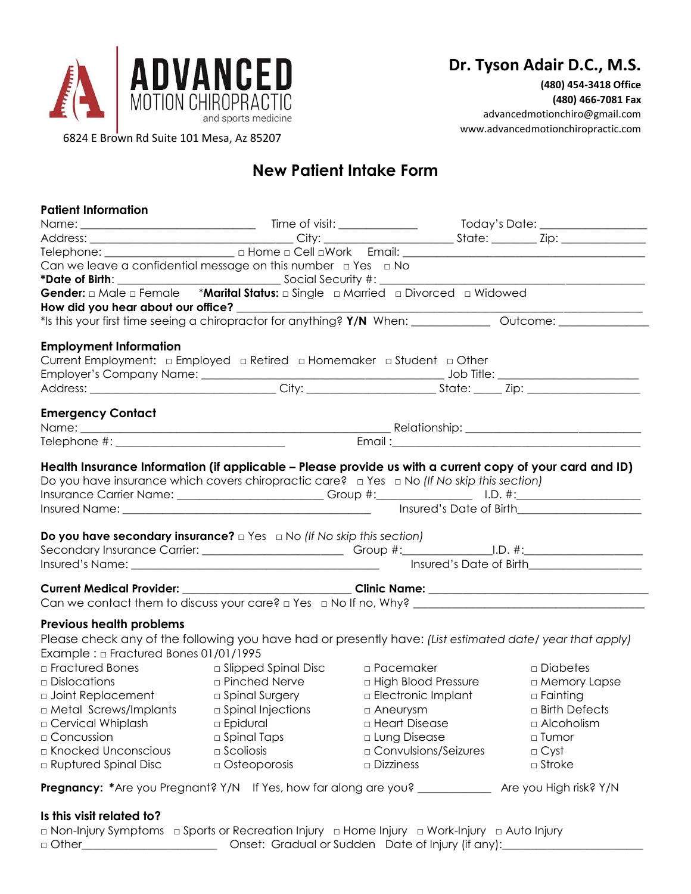ADVANCED MOTION CHIROPRACTIC and sports medicine

6824 E Brown Rd Suite 101 Mesa, Az 85207

**Dr. Tyson Adair D.C., M.S.**

**(480) 454-3418 Office**
**(480) 466-7081 Fax**
advancedmotionchiro@gmail.com
www.advancedmotionchiropractic.com

# New Patient Intake Form

**Patient Information**

Name: ____________________________ Time of visit: ____________ Today's Date: ________________

Address: ________________________________ City: ____________________ State: _______ Zip: _____________

Telephone: ____________________ □ Home □ Cell □Work Email: ______________________________________

Can we leave a confidential message on this number □ Yes □ No

***Date of Birth**: _________________________ Social Security #: __________________________________________

**Gender:** □ Male □ Female *​**Marital Status:** □ Single □ Married □ Divorced □ Widowed

**How did you hear about our office?** _______________________________________________________________

*Is this your first time seeing a chiropractor for anything? **Y/N** When: ____________ Outcome: ______________

**Employment Information**

Current Employment: □ Employed □ Retired □ Homemaker □ Student □ Other

Employer's Company Name: ______________________________________ Job Title: ______________________

Address: _____________________________ City: ____________________ State: _____ Zip: __________________

**Emergency Contact**

Name: ________________________________________________ Relationship: ____________________________

Telephone #: ___________________________ Email :________________________________________

**Health Insurance Information (if applicable – Please provide us with a current copy of your card and ID)**

Do you have insurance which covers chiropractic care? □ Yes □ No *(If No skip this section)*

Insurance Carrier Name: ______________________ Group #:______________ I.D. #:____________________

Insured Name: _______________________________________ Insured's Date of Birth___________________

**Do you have secondary insurance?** □ Yes □ No *(If No skip this section)*

Secondary Insurance Carrier: ______________________ Group #:_____________I.D. #:___________________

Insured's Name: _______________________________________ Insured's Date of Birth__________________

**Current Medical Provider:** _________________________ **Clinic Name:** ___________________________________

Can we contact them to discuss your care? □ Yes □ No If no, Why? ______________________________________

**Previous health problems**

Please check any of the following you have had or presently have: *(List estimated date/ year that apply)*

Example : □ Fractured Bones 01/01/1995

| | | | |
|---|---|---|---|
| □ Fractured Bones | □ Slipped Spinal Disc | □ Pacemaker | □ Diabetes |
| □ Dislocations | □ Pinched Nerve | □ High Blood Pressure | □ Memory Lapse |
| □ Joint Replacement | □ Spinal Surgery | □ Electronic Implant | □ Fainting |
| □ Metal Screws/Implants | □ Spinal Injections | □ Aneurysm | □ Birth Defects |
| □ Cervical Whiplash | □ Epidural | □ Heart Disease | □ Alcoholism |
| □ Concussion | □ Spinal Taps | □ Lung Disease | □ Tumor |
| □ Knocked Unconscious | □ Scoliosis | □ Convulsions/Seizures | □ Cyst |
| □ Ruptured Spinal Disc | □ Osteoporosis | □ Dizziness | □ Stroke |

**Pregnancy:** *Are you Pregnant? Y/N If Yes, how far along are you? ____________ Are you High risk? Y/N

**Is this visit related to?**

□ Non-Injury Symptoms □ Sports or Recreation Injury □ Home Injury □ Work-Injury □ Auto Injury

□ Other______________________ Onset: Gradual or Sudden Date of Injury (if any):_______________________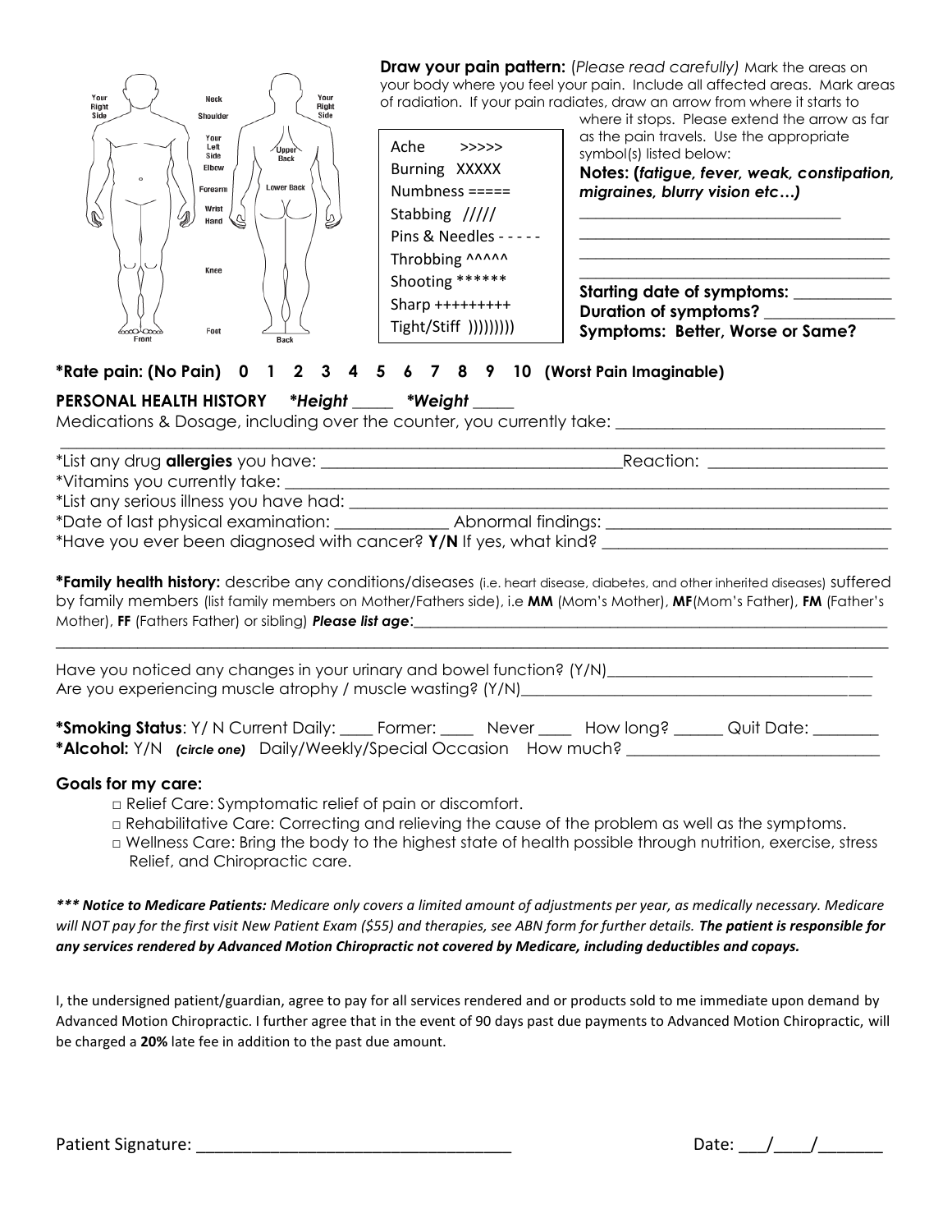Your Right Side | Neck | Shoulder | Your Left Side | Elbow | Forearm | Wrist | Hand | Knee | Foot | Front | Upper Back | Lower Back | Your Right Side | Back

**Draw your pain pattern:** (*Please read carefully)* Mark the areas on your body where you feel your pain. Include all affected areas. Mark areas of radiation. If your pain radiates, draw an arrow from where it starts to where it stops. Please extend the arrow as far as the pain travels. Use the appropriate symbol(s) listed below:

Ache >>>>>
Burning XXXXX
Numbness =====
Stabbing /////
Pins & Needles - - - - -
Throbbing ^^^^^
Shooting ******
Sharp +++++++++
Tight/Stiff )))))))))

**Notes: (*fatigue, fever, weak, constipation, migraines, blurry vision etc…)***

______________________________
______________________________
______________________________
______________________________

**Starting date of symptoms:** ___________
**Duration of symptoms?** ______________
**Symptoms: Better, Worse or Same?**

**\*Rate pain: (No Pain) 0 1 2 3 4 5 6 7 8 9 10 (Worst Pain Imaginable)**

**PERSONAL HEALTH HISTORY** ***\*Height*** _____ ***\*Weight*** _____

Medications & Dosage, including over the counter, you currently take: ______________________________
______________________________________________________________________________

\*List any drug **allergies** you have: ______________________________ Reaction: ____________________

\*Vitamins you currently take: ______________________________________________________________

\*List any serious illness you have had: _______________________________________________________

\*Date of last physical examination: _____________ Abnormal findings: ________________________________

\*Have you ever been diagnosed with cancer? **Y/N** If yes, what kind? ________________________________

**\*Family health history:** describe any conditions/diseases (i.e. heart disease, diabetes, and other inherited diseases) suffered by family members (list family members on Mother/Fathers side), i.e **MM** (Mom's Mother), **MF**(Mom's Father), **FM** (Father's Mother), **FF** (Fathers Father) or sibling) ***Please list age***:_____________________________________________
______________________________________________________________________________

Have you noticed any changes in your urinary and bowel function? (Y/N)________________________________

Are you experiencing muscle atrophy / muscle wasting? (Y/N)_______________________________________

**\*Smoking Status**: Y/ N Current Daily: ____ Former: ____ Never ____ How long? ______ Quit Date: ________

**\*Alcohol:** Y/N ***(circle one)*** Daily/Weekly/Special Occasion How much? ______________________________

### Goals for my care:

- □ Relief Care: Symptomatic relief of pain or discomfort.
- □ Rehabilitative Care: Correcting and relieving the cause of the problem as well as the symptoms.
- □ Wellness Care: Bring the body to the highest state of health possible through nutrition, exercise, stress Relief, and Chiropractic care.

***\*\*\* Notice to Medicare Patients:** Medicare only covers a limited amount of adjustments per year, as medically necessary. Medicare will NOT pay for the first visit New Patient Exam ($55) and therapies, see ABN form for further details.* ***The patient is responsible for any services rendered by Advanced Motion Chiropractic not covered by Medicare, including deductibles and copays.***

I, the undersigned patient/guardian, agree to pay for all services rendered and or products sold to me immediate upon demand by Advanced Motion Chiropractic. I further agree that in the event of 90 days past due payments to Advanced Motion Chiropractic, will be charged a **20%** late fee in addition to the past due amount.

Patient Signature: ________________________________ Date: ___/____/_______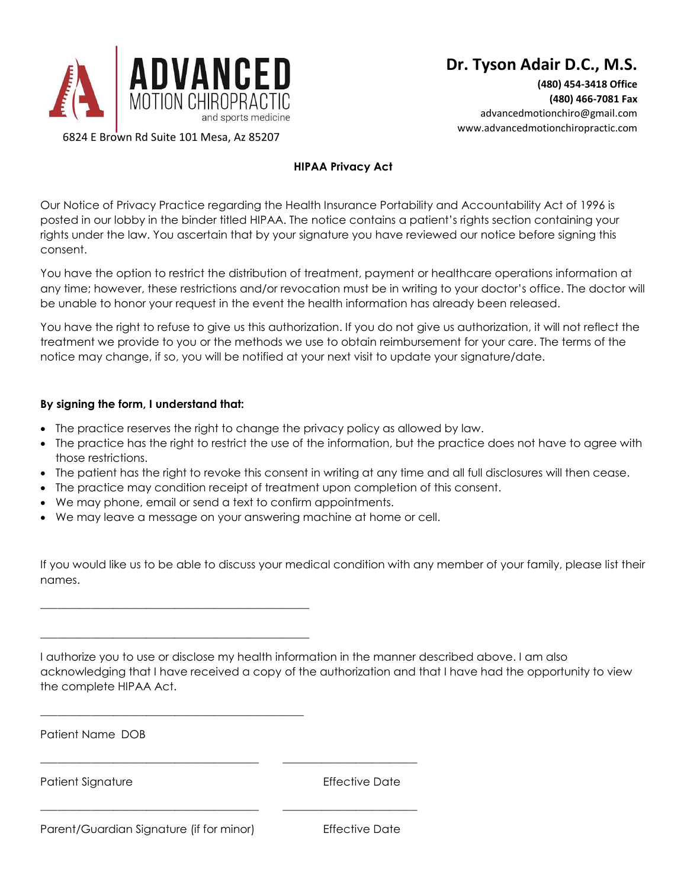ADVANCED
MOTION CHIROPRACTIC
and sports medicine

6824 E Brown Rd Suite 101 Mesa, Az 85207

**Dr. Tyson Adair D.C., M.S.**

**(480) 454-3418 Office**
**(480) 466-7081 Fax**
advancedmotionchiro@gmail.com
www.advancedmotionchiropractic.com

## HIPAA Privacy Act

Our Notice of Privacy Practice regarding the Health Insurance Portability and Accountability Act of 1996 is posted in our lobby in the binder titled HIPAA. The notice contains a patient's rights section containing your rights under the law. You ascertain that by your signature you have reviewed our notice before signing this consent.

You have the option to restrict the distribution of treatment, payment or healthcare operations information at any time; however, these restrictions and/or revocation must be in writing to your doctor's office. The doctor will be unable to honor your request in the event the health information has already been released.

You have the right to refuse to give us this authorization. If you do not give us authorization, it will not reflect the treatment we provide to you or the methods we use to obtain reimbursement for your care. The terms of the notice may change, if so, you will be notified at your next visit to update your signature/date.

**By signing the form, I understand that:**

- The practice reserves the right to change the privacy policy as allowed by law.
- The practice has the right to restrict the use of the information, but the practice does not have to agree with those restrictions.
- The patient has the right to revoke this consent in writing at any time and all full disclosures will then cease.
- The practice may condition receipt of treatment upon completion of this consent.
- We may phone, email or send a text to confirm appointments.
- We may leave a message on your answering machine at home or cell.

If you would like us to be able to discuss your medical condition with any member of your family, please list their names.

_______________________________________________

_______________________________________________

I authorize you to use or disclose my health information in the manner described above. I am also acknowledging that I have received a copy of the authorization and that I have had the opportunity to view the complete HIPAA Act.

_______________________________________________

Patient Name DOB

_______________________________________ _______________________

Patient Signature Effective Date

_______________________________________ _______________________

Parent/Guardian Signature (if for minor) Effective Date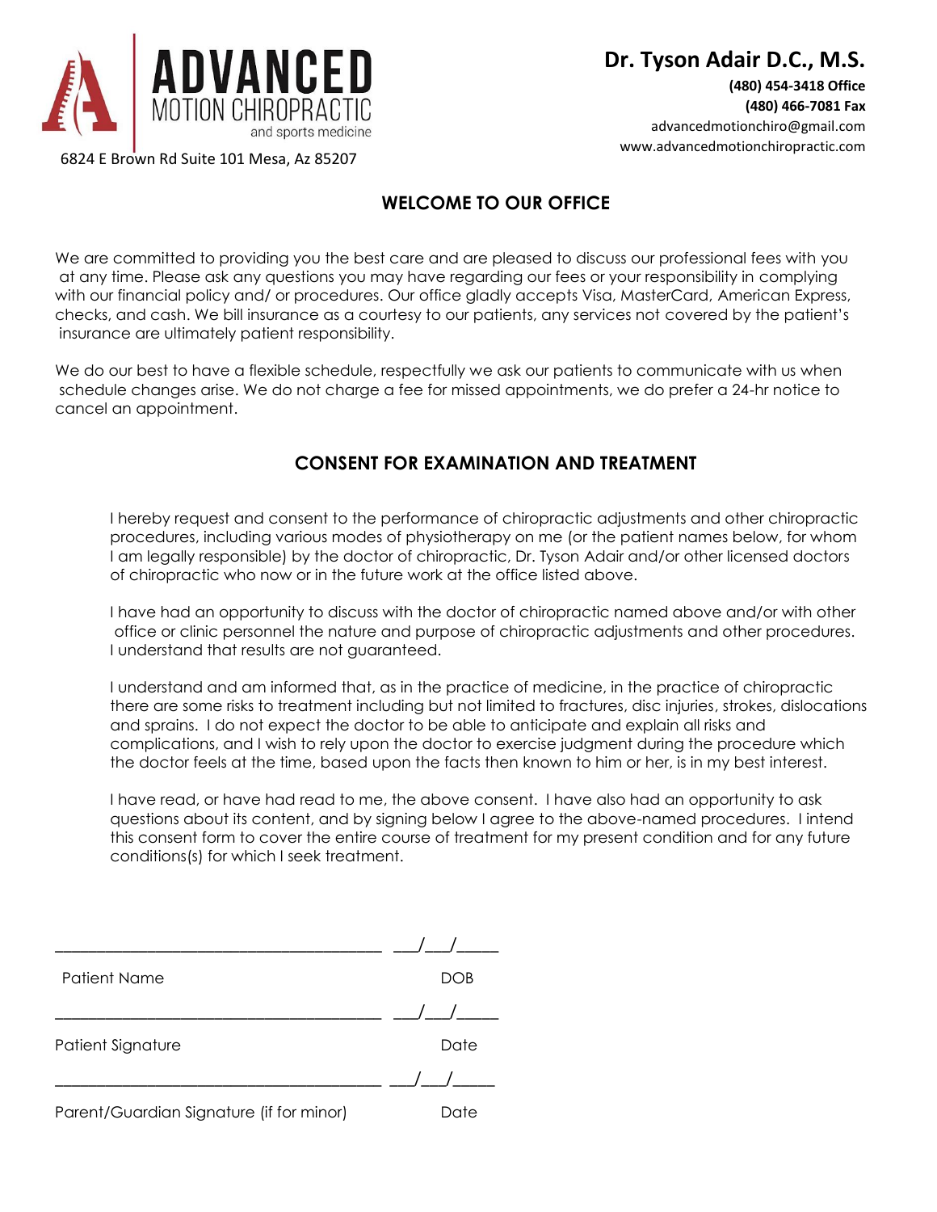**ADVANCED MOTION CHIROPRACTIC** and sports medicine

6824 E Brown Rd Suite 101 Mesa, Az 85207

**Dr. Tyson Adair D.C., M.S.**

**(480) 454-3418 Office**
**(480) 466-7081 Fax**
advancedmotionchiro@gmail.com
www.advancedmotionchiropractic.com

## WELCOME TO OUR OFFICE

We are committed to providing you the best care and are pleased to discuss our professional fees with you at any time. Please ask any questions you may have regarding our fees or your responsibility in complying with our financial policy and/ or procedures. Our office gladly accepts Visa, MasterCard, American Express, checks, and cash. We bill insurance as a courtesy to our patients, any services not covered by the patient's insurance are ultimately patient responsibility.

We do our best to have a flexible schedule, respectfully we ask our patients to communicate with us when schedule changes arise. We do not charge a fee for missed appointments, we do prefer a 24-hr notice to cancel an appointment.

## CONSENT FOR EXAMINATION AND TREATMENT

I hereby request and consent to the performance of chiropractic adjustments and other chiropractic procedures, including various modes of physiotherapy on me (or the patient names below, for whom I am legally responsible) by the doctor of chiropractic, Dr. Tyson Adair and/or other licensed doctors of chiropractic who now or in the future work at the office listed above.

I have had an opportunity to discuss with the doctor of chiropractic named above and/or with other office or clinic personnel the nature and purpose of chiropractic adjustments and other procedures. I understand that results are not guaranteed.

I understand and am informed that, as in the practice of medicine, in the practice of chiropractic there are some risks to treatment including but not limited to fractures, disc injuries, strokes, dislocations and sprains. I do not expect the doctor to be able to anticipate and explain all risks and complications, and I wish to rely upon the doctor to exercise judgment during the procedure which the doctor feels at the time, based upon the facts then known to him or her, is in my best interest.

I have read, or have had read to me, the above consent. I have also had an opportunity to ask questions about its content, and by signing below I agree to the above-named procedures. I intend this consent form to cover the entire course of treatment for my present condition and for any future conditions(s) for which I seek treatment.

_______________________________________ ___/___/_____

Patient Name DOB

_______________________________________ ___/___/_____

Patient Signature Date

_______________________________________ ___/___/_____

Parent/Guardian Signature (if for minor) Date